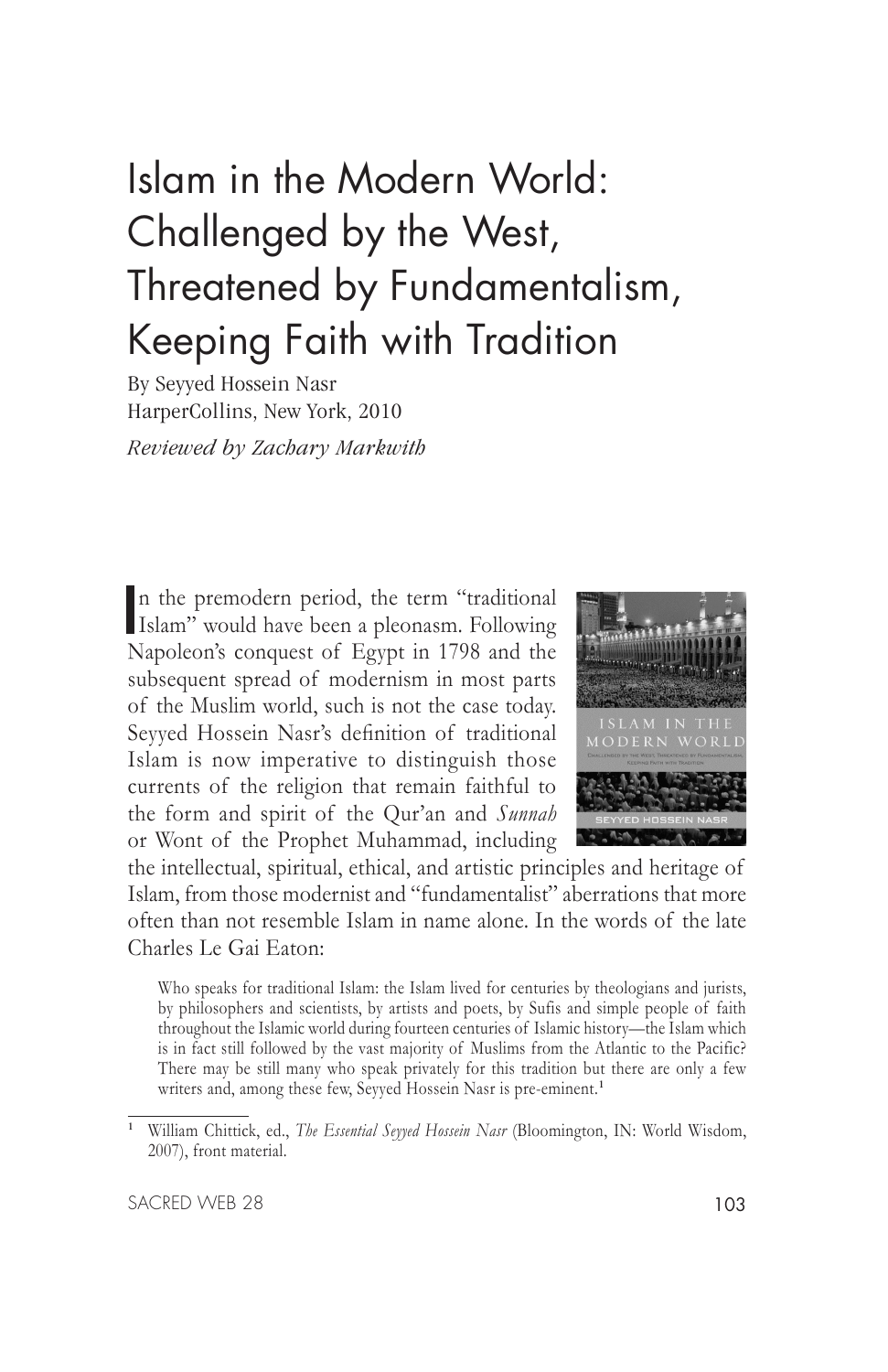# Islam in the Modern World: Challenged by the West, Threatened by Fundamentalism, Keeping Faith with Tradition

By Seyyed Hossein Nasr
HarperCollins, New York, 2010

*Reviewed by Zachary Markwith*

In the premodern period, the term "traditional Islam" would have been a pleonasm. Following Napoleon's conquest of Egypt in 1798 and the subsequent spread of modernism in most parts of the Muslim world, such is not the case today. Seyyed Hossein Nasr's definition of traditional Islam is now imperative to distinguish those currents of the religion that remain faithful to the form and spirit of the Qur'an and *Sunnah* or Wont of the Prophet Muhammad, including the intellectual, spiritual, ethical, and artistic principles and heritage of Islam, from those modernist and "fundamentalist" aberrations that more often than not resemble Islam in name alone. In the words of the late Charles Le Gai Eaton:

> Who speaks for traditional Islam: the Islam lived for centuries by theologians and jurists, by philosophers and scientists, by artists and poets, by Sufis and simple people of faith throughout the Islamic world during fourteen centuries of Islamic history—the Islam which is in fact still followed by the vast majority of Muslims from the Atlantic to the Pacific? There may be still many who speak privately for this tradition but there are only a few writers and, among these few, Seyyed Hossein Nasr is pre-eminent.[1]

[1] William Chittick, ed., *The Essential Seyyed Hossein Nasr* (Bloomington, IN: World Wisdom, 2007), front material.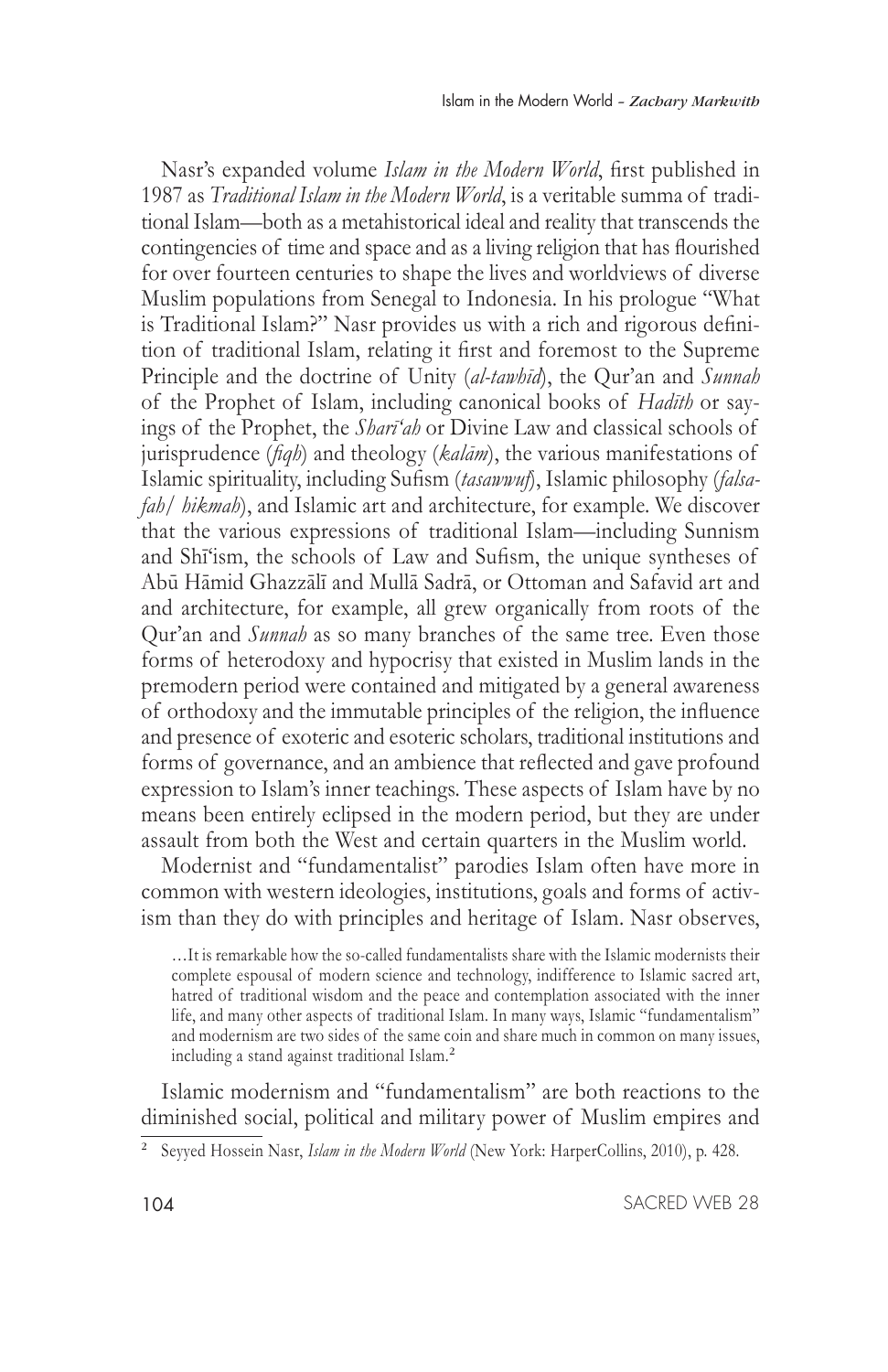Nasr's expanded volume *Islam in the Modern World*, first published in 1987 as *Traditional Islam in the Modern World*, is a veritable summa of traditional Islam—both as a metahistorical ideal and reality that transcends the contingencies of time and space and as a living religion that has flourished for over fourteen centuries to shape the lives and worldviews of diverse Muslim populations from Senegal to Indonesia. In his prologue "What is Traditional Islam?" Nasr provides us with a rich and rigorous definition of traditional Islam, relating it first and foremost to the Supreme Principle and the doctrine of Unity (*al-tawhīd*), the Qur'an and *Sunnah* of the Prophet of Islam, including canonical books of *Hadīth* or sayings of the Prophet, the *Sharī'ah* or Divine Law and classical schools of jurisprudence (*fiqh*) and theology (*kalām*), the various manifestations of Islamic spirituality, including Sufism (*tasawwuf*), Islamic philosophy (*falsafah*/ *hikmah*), and Islamic art and architecture, for example. We discover that the various expressions of traditional Islam—including Sunnism and Shī'ism, the schools of Law and Sufism, the unique syntheses of Abū Hāmid Ghazzālī and Mullā Sadrā, or Ottoman and Safavid art and and architecture, for example, all grew organically from roots of the Qur'an and *Sunnah* as so many branches of the same tree. Even those forms of heterodoxy and hypocrisy that existed in Muslim lands in the premodern period were contained and mitigated by a general awareness of orthodoxy and the immutable principles of the religion, the influence and presence of exoteric and esoteric scholars, traditional institutions and forms of governance, and an ambience that reflected and gave profound expression to Islam's inner teachings. These aspects of Islam have by no means been entirely eclipsed in the modern period, but they are under assault from both the West and certain quarters in the Muslim world.

Modernist and "fundamentalist" parodies Islam often have more in common with western ideologies, institutions, goals and forms of activism than they do with principles and heritage of Islam. Nasr observes,

> …It is remarkable how the so-called fundamentalists share with the Islamic modernists their complete espousal of modern science and technology, indifference to Islamic sacred art, hatred of traditional wisdom and the peace and contemplation associated with the inner life, and many other aspects of traditional Islam. In many ways, Islamic "fundamentalism" and modernism are two sides of the same coin and share much in common on many issues, including a stand against traditional Islam.[2]

Islamic modernism and "fundamentalism" are both reactions to the diminished social, political and military power of Muslim empires and

---

[2] Seyyed Hossein Nasr, *Islam in the Modern World* (New York: HarperCollins, 2010), p. 428.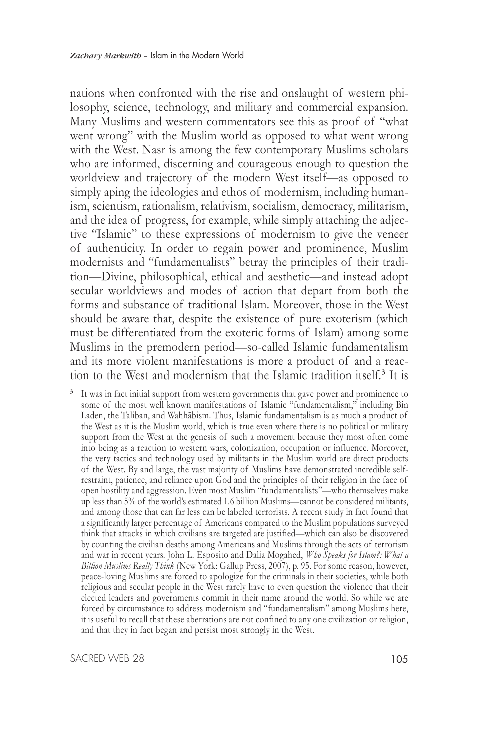nations when confronted with the rise and onslaught of western philosophy, science, technology, and military and commercial expansion. Many Muslims and western commentators see this as proof of "what went wrong" with the Muslim world as opposed to what went wrong with the West. Nasr is among the few contemporary Muslims scholars who are informed, discerning and courageous enough to question the worldview and trajectory of the modern West itself—as opposed to simply aping the ideologies and ethos of modernism, including humanism, scientism, rationalism, relativism, socialism, democracy, militarism, and the idea of progress, for example, while simply attaching the adjective "Islamic" to these expressions of modernism to give the veneer of authenticity. In order to regain power and prominence, Muslim modernists and "fundamentalists" betray the principles of their tradition—Divine, philosophical, ethical and aesthetic—and instead adopt secular worldviews and modes of action that depart from both the forms and substance of traditional Islam. Moreover, those in the West should be aware that, despite the existence of pure exoterism (which must be differentiated from the exoteric forms of Islam) among some Muslims in the premodern period—so-called Islamic fundamentalism and its more violent manifestations is more a product of and a reaction to the West and modernism that the Islamic tradition itself.[3] It is

[3] It was in fact initial support from western governments that gave power and prominence to some of the most well known manifestations of Islamic "fundamentalism," including Bin Laden, the Taliban, and Wahhābism. Thus, Islamic fundamentalism is as much a product of the West as it is the Muslim world, which is true even where there is no political or military support from the West at the genesis of such a movement because they most often come into being as a reaction to western wars, colonization, occupation or influence. Moreover, the very tactics and technology used by militants in the Muslim world are direct products of the West. By and large, the vast majority of Muslims have demonstrated incredible self-restraint, patience, and reliance upon God and the principles of their religion in the face of open hostility and aggression. Even most Muslim "fundamentalists"—who themselves make up less than 5% of the world's estimated 1.6 billion Muslims—cannot be considered militants, and among those that can far less can be labeled terrorists. A recent study in fact found that a significantly larger percentage of Americans compared to the Muslim populations surveyed think that attacks in which civilians are targeted are justified—which can also be discovered by counting the civilian deaths among Americans and Muslims through the acts of terrorism and war in recent years. John L. Esposito and Dalia Mogahed, *Who Speaks for Islam?: What a Billion Muslims Really Think* (New York: Gallup Press, 2007), p. 95. For some reason, however, peace-loving Muslims are forced to apologize for the criminals in their societies, while both religious and secular people in the West rarely have to even question the violence that their elected leaders and governments commit in their name around the world. So while we are forced by circumstance to address modernism and "fundamentalism" among Muslims here, it is useful to recall that these aberrations are not confined to any one civilization or religion, and that they in fact began and persist most strongly in the West.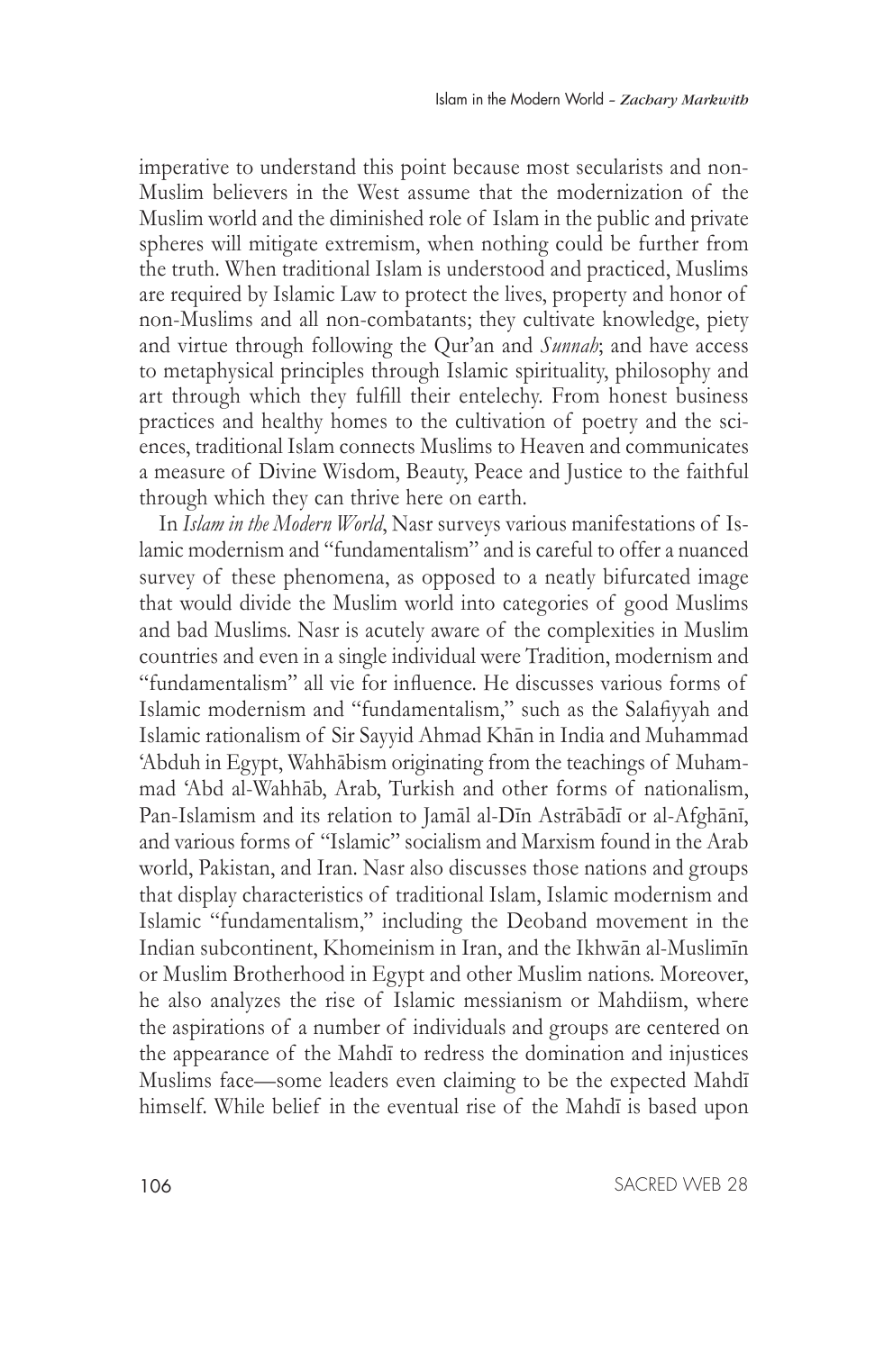imperative to understand this point because most secularists and non-Muslim believers in the West assume that the modernization of the Muslim world and the diminished role of Islam in the public and private spheres will mitigate extremism, when nothing could be further from the truth. When traditional Islam is understood and practiced, Muslims are required by Islamic Law to protect the lives, property and honor of non-Muslims and all non-combatants; they cultivate knowledge, piety and virtue through following the Qur'an and *Sunnah*; and have access to metaphysical principles through Islamic spirituality, philosophy and art through which they fulfill their entelechy. From honest business practices and healthy homes to the cultivation of poetry and the sciences, traditional Islam connects Muslims to Heaven and communicates a measure of Divine Wisdom, Beauty, Peace and Justice to the faithful through which they can thrive here on earth.

In *Islam in the Modern World*, Nasr surveys various manifestations of Islamic modernism and "fundamentalism" and is careful to offer a nuanced survey of these phenomena, as opposed to a neatly bifurcated image that would divide the Muslim world into categories of good Muslims and bad Muslims. Nasr is acutely aware of the complexities in Muslim countries and even in a single individual were Tradition, modernism and "fundamentalism" all vie for influence. He discusses various forms of Islamic modernism and "fundamentalism," such as the Salafiyyah and Islamic rationalism of Sir Sayyid Ahmad Khān in India and Muhammad 'Abduh in Egypt, Wahhābism originating from the teachings of Muhammad 'Abd al-Wahhāb, Arab, Turkish and other forms of nationalism, Pan-Islamism and its relation to Jamāl al-Dīn Astrābādī or al-Afghānī, and various forms of "Islamic" socialism and Marxism found in the Arab world, Pakistan, and Iran. Nasr also discusses those nations and groups that display characteristics of traditional Islam, Islamic modernism and Islamic "fundamentalism," including the Deoband movement in the Indian subcontinent, Khomeinism in Iran, and the Ikhwān al-Muslimīn or Muslim Brotherhood in Egypt and other Muslim nations. Moreover, he also analyzes the rise of Islamic messianism or Mahdiism, where the aspirations of a number of individuals and groups are centered on the appearance of the Mahdī to redress the domination and injustices Muslims face—some leaders even claiming to be the expected Mahdī himself. While belief in the eventual rise of the Mahdī is based upon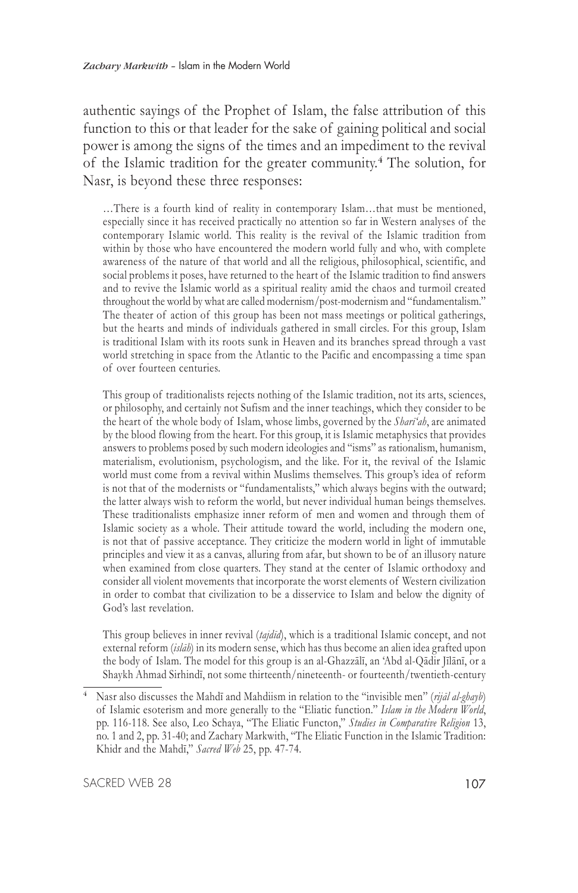authentic sayings of the Prophet of Islam, the false attribution of this function to this or that leader for the sake of gaining political and social power is among the signs of the times and an impediment to the revival of the Islamic tradition for the greater community.[4] The solution, for Nasr, is beyond these three responses:

> …There is a fourth kind of reality in contemporary Islam…that must be mentioned, especially since it has received practically no attention so far in Western analyses of the contemporary Islamic world. This reality is the revival of the Islamic tradition from within by those who have encountered the modern world fully and who, with complete awareness of the nature of that world and all the religious, philosophical, scientific, and social problems it poses, have returned to the heart of the Islamic tradition to find answers and to revive the Islamic world as a spiritual reality amid the chaos and turmoil created throughout the world by what are called modernism/post-modernism and "fundamentalism." The theater of action of this group has been not mass meetings or political gatherings, but the hearts and minds of individuals gathered in small circles. For this group, Islam is traditional Islam with its roots sunk in Heaven and its branches spread through a vast world stretching in space from the Atlantic to the Pacific and encompassing a time span of over fourteen centuries.
>
> This group of traditionalists rejects nothing of the Islamic tradition, not its arts, sciences, or philosophy, and certainly not Sufism and the inner teachings, which they consider to be the heart of the whole body of Islam, whose limbs, governed by the *Sharī'ah*, are animated by the blood flowing from the heart. For this group, it is Islamic metaphysics that provides answers to problems posed by such modern ideologies and "isms" as rationalism, humanism, materialism, evolutionism, psychologism, and the like. For it, the revival of the Islamic world must come from a revival within Muslims themselves. This group's idea of reform is not that of the modernists or "fundamentalists," which always begins with the outward; the latter always wish to reform the world, but never individual human beings themselves. These traditionalists emphasize inner reform of men and women and through them of Islamic society as a whole. Their attitude toward the world, including the modern one, is not that of passive acceptance. They criticize the modern world in light of immutable principles and view it as a canvas, alluring from afar, but shown to be of an illusory nature when examined from close quarters. They stand at the center of Islamic orthodoxy and consider all violent movements that incorporate the worst elements of Western civilization in order to combat that civilization to be a disservice to Islam and below the dignity of God's last revelation.
>
> This group believes in inner revival (*tajdīd*), which is a traditional Islamic concept, and not external reform (*iṣlāḥ*) in its modern sense, which has thus become an alien idea grafted upon the body of Islam. The model for this group is an al-Ghazzālī, an 'Abd al-Qādir Jīlānī, or a Shaykh Ahmad Sirhindī, not some thirteenth/nineteenth- or fourteenth/twentieth-century

---

[4] Nasr also discusses the Mahdī and Mahdiism in relation to the "invisible men" (*rijāl al-ghayb*) of Islamic esoterism and more generally to the "Eliatic function." *Islam in the Modern World*, pp. 116-118. See also, Leo Schaya, "The Eliatic Functon," *Studies in Comparative Religion* 13, no. 1 and 2, pp. 31-40; and Zachary Markwith, "The Eliatic Function in the Islamic Tradition: Khidr and the Mahdī," *Sacred Web* 25, pp. 47-74.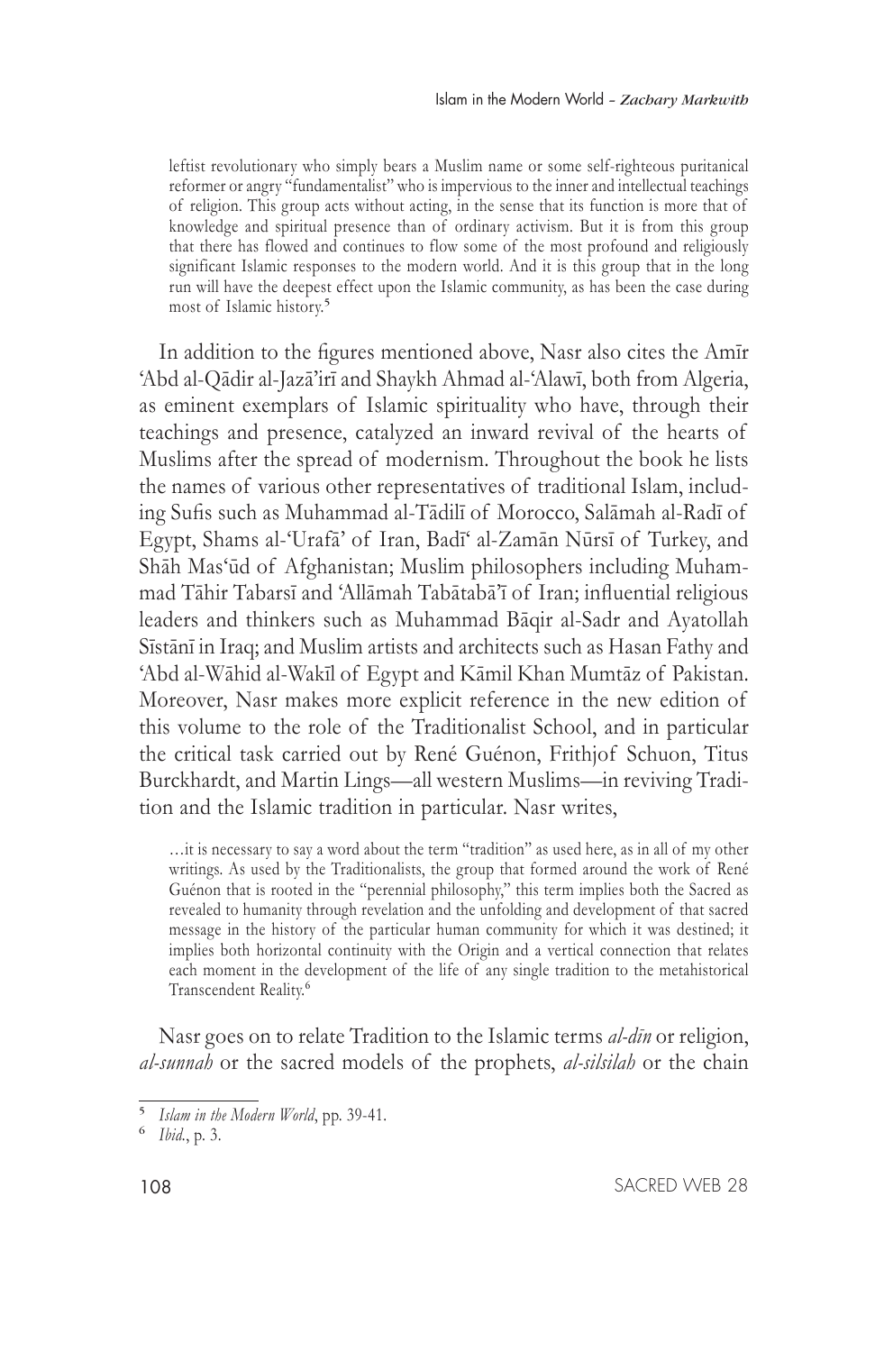> leftist revolutionary who simply bears a Muslim name or some self-righteous puritanical reformer or angry "fundamentalist" who is impervious to the inner and intellectual teachings of religion. This group acts without acting, in the sense that its function is more that of knowledge and spiritual presence than of ordinary activism. But it is from this group that there has flowed and continues to flow some of the most profound and religiously significant Islamic responses to the modern world. And it is this group that in the long run will have the deepest effect upon the Islamic community, as has been the case during most of Islamic history.[5]

In addition to the figures mentioned above, Nasr also cites the Amīr 'Abd al-Qādir al-Jazā'irī and Shaykh Ahmad al-'Alawī, both from Algeria, as eminent exemplars of Islamic spirituality who have, through their teachings and presence, catalyzed an inward revival of the hearts of Muslims after the spread of modernism. Throughout the book he lists the names of various other representatives of traditional Islam, including Sufis such as Muhammad al-Tādilī of Morocco, Salāmah al-Radī of Egypt, Shams al-'Urafā' of Iran, Badī' al-Zamān Nūrsī of Turkey, and Shāh Mas'ūd of Afghanistan; Muslim philosophers including Muhammad Tāhir Tabarsī and 'Allāmah Tabātabā'ī of Iran; influential religious leaders and thinkers such as Muhammad Bāqir al-Sadr and Ayatollah Sīstānī in Iraq; and Muslim artists and architects such as Hasan Fathy and 'Abd al-Wāhid al-Wakīl of Egypt and Kāmil Khan Mumtāz of Pakistan. Moreover, Nasr makes more explicit reference in the new edition of this volume to the role of the Traditionalist School, and in particular the critical task carried out by René Guénon, Frithjof Schuon, Titus Burckhardt, and Martin Lings—all western Muslims—in reviving Tradition and the Islamic tradition in particular. Nasr writes,

> …it is necessary to say a word about the term "tradition" as used here, as in all of my other writings. As used by the Traditionalists, the group that formed around the work of René Guénon that is rooted in the "perennial philosophy," this term implies both the Sacred as revealed to humanity through revelation and the unfolding and development of that sacred message in the history of the particular human community for which it was destined; it implies both horizontal continuity with the Origin and a vertical connection that relates each moment in the development of the life of any single tradition to the metahistorical Transcendent Reality.[6]

Nasr goes on to relate Tradition to the Islamic terms *al-dīn* or religion, *al-sunnah* or the sacred models of the prophets, *al-silsilah* or the chain

---

[5] *Islam in the Modern World*, pp. 39-41.

[6] *Ibid.*, p. 3.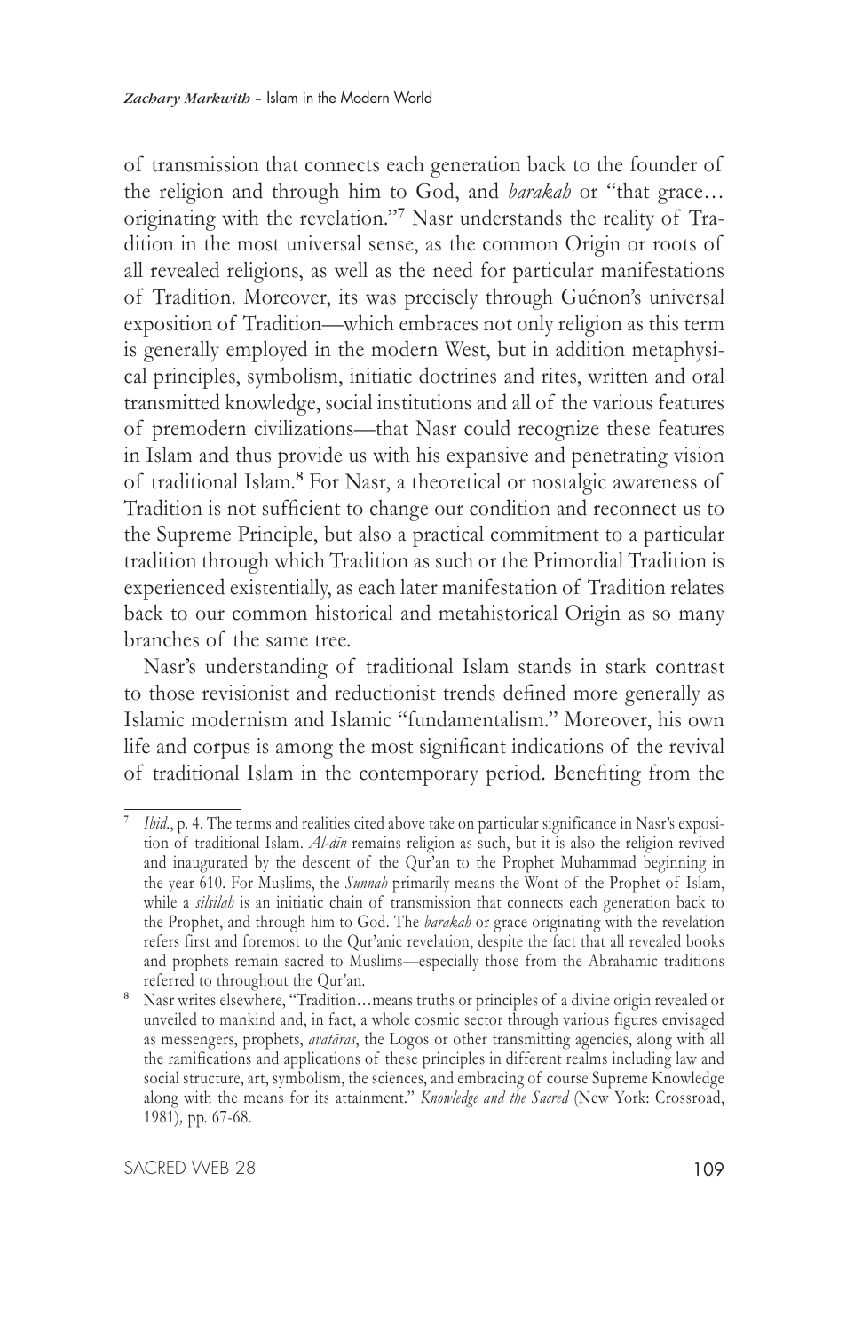of transmission that connects each generation back to the founder of the religion and through him to God, and *barakah* or "that grace… originating with the revelation."[7] Nasr understands the reality of Tradition in the most universal sense, as the common Origin or roots of all revealed religions, as well as the need for particular manifestations of Tradition. Moreover, its was precisely through Guénon's universal exposition of Tradition—which embraces not only religion as this term is generally employed in the modern West, but in addition metaphysical principles, symbolism, initiatic doctrines and rites, written and oral transmitted knowledge, social institutions and all of the various features of premodern civilizations—that Nasr could recognize these features in Islam and thus provide us with his expansive and penetrating vision of traditional Islam.[8] For Nasr, a theoretical or nostalgic awareness of Tradition is not sufficient to change our condition and reconnect us to the Supreme Principle, but also a practical commitment to a particular tradition through which Tradition as such or the Primordial Tradition is experienced existentially, as each later manifestation of Tradition relates back to our common historical and metahistorical Origin as so many branches of the same tree.

Nasr's understanding of traditional Islam stands in stark contrast to those revisionist and reductionist trends defined more generally as Islamic modernism and Islamic "fundamentalism." Moreover, his own life and corpus is among the most significant indications of the revival of traditional Islam in the contemporary period. Benefiting from the

---

[7] *Ibid.*, p. 4. The terms and realities cited above take on particular significance in Nasr's exposition of traditional Islam. *Al-dīn* remains religion as such, but it is also the religion revived and inaugurated by the descent of the Qur'an to the Prophet Muhammad beginning in the year 610. For Muslims, the *Sunnah* primarily means the Wont of the Prophet of Islam, while a *silsilah* is an initiatic chain of transmission that connects each generation back to the Prophet, and through him to God. The *barakah* or grace originating with the revelation refers first and foremost to the Qur'anic revelation, despite the fact that all revealed books and prophets remain sacred to Muslims—especially those from the Abrahamic traditions referred to throughout the Qur'an.

[8] Nasr writes elsewhere, "Tradition…means truths or principles of a divine origin revealed or unveiled to mankind and, in fact, a whole cosmic sector through various figures envisaged as messengers, prophets, *avatāras*, the Logos or other transmitting agencies, along with all the ramifications and applications of these principles in different realms including law and social structure, art, symbolism, the sciences, and embracing of course Supreme Knowledge along with the means for its attainment." *Knowledge and the Sacred* (New York: Crossroad, 1981), pp. 67-68.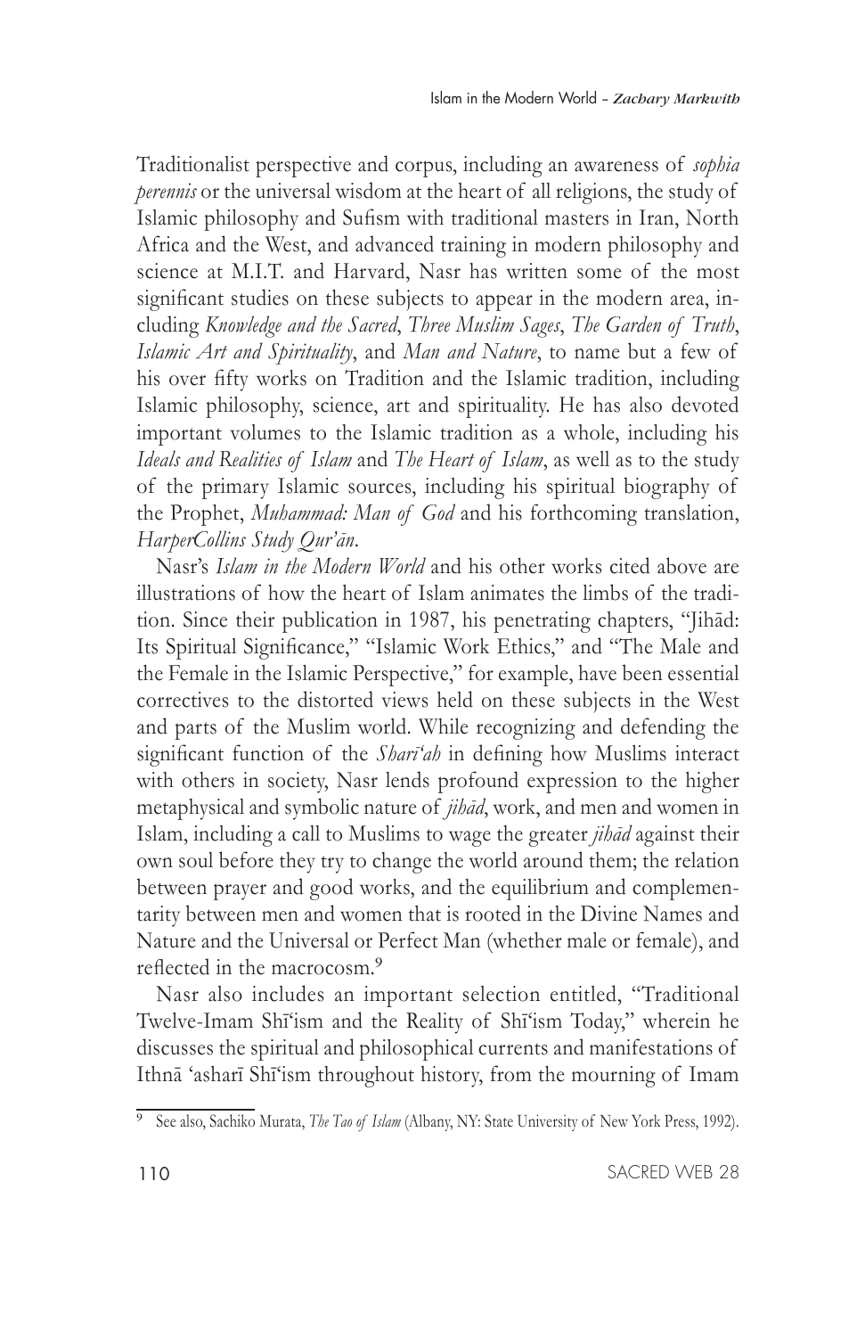Traditionalist perspective and corpus, including an awareness of *sophia perennis* or the universal wisdom at the heart of all religions, the study of Islamic philosophy and Sufism with traditional masters in Iran, North Africa and the West, and advanced training in modern philosophy and science at M.I.T. and Harvard, Nasr has written some of the most significant studies on these subjects to appear in the modern area, including *Knowledge and the Sacred*, *Three Muslim Sages*, *The Garden of Truth*, *Islamic Art and Spirituality*, and *Man and Nature*, to name but a few of his over fifty works on Tradition and the Islamic tradition, including Islamic philosophy, science, art and spirituality. He has also devoted important volumes to the Islamic tradition as a whole, including his *Ideals and Realities of Islam* and *The Heart of Islam*, as well as to the study of the primary Islamic sources, including his spiritual biography of the Prophet, *Muhammad: Man of God* and his forthcoming translation, *HarperCollins Study Qur'ān*.

Nasr's *Islam in the Modern World* and his other works cited above are illustrations of how the heart of Islam animates the limbs of the tradition. Since their publication in 1987, his penetrating chapters, "Jihād: Its Spiritual Significance," "Islamic Work Ethics," and "The Male and the Female in the Islamic Perspective," for example, have been essential correctives to the distorted views held on these subjects in the West and parts of the Muslim world. While recognizing and defending the significant function of the *Sharī'ah* in defining how Muslims interact with others in society, Nasr lends profound expression to the higher metaphysical and symbolic nature of *jihād*, work, and men and women in Islam, including a call to Muslims to wage the greater *jihād* against their own soul before they try to change the world around them; the relation between prayer and good works, and the equilibrium and complementarity between men and women that is rooted in the Divine Names and Nature and the Universal or Perfect Man (whether male or female), and reflected in the macrocosm.[9]

Nasr also includes an important selection entitled, "Traditional Twelve-Imam Shī'ism and the Reality of Shī'ism Today," wherein he discusses the spiritual and philosophical currents and manifestations of Ithnā 'asharī Shī'ism throughout history, from the mourning of Imam

---

[9] See also, Sachiko Murata, *The Tao of Islam* (Albany, NY: State University of New York Press, 1992).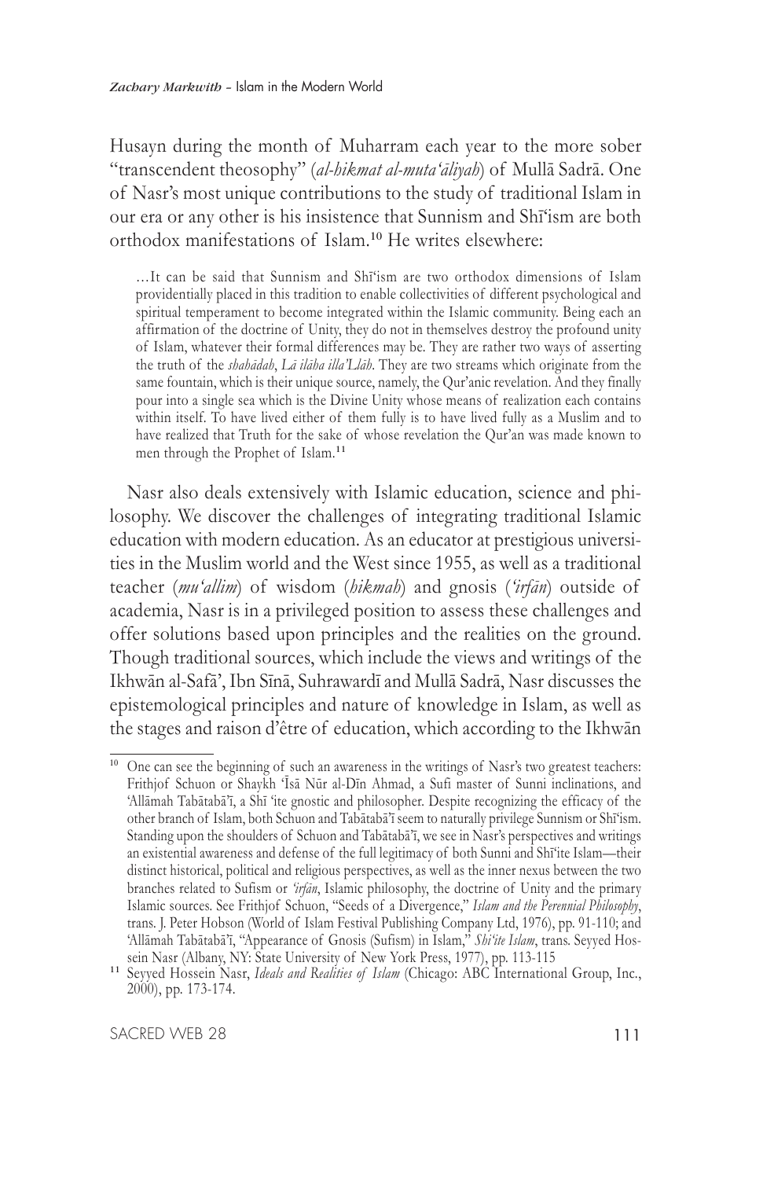Husayn during the month of Muharram each year to the more sober "transcendent theosophy" (*al-hikmat al-muta'āliyah*) of Mullā Sadrā. One of Nasr's most unique contributions to the study of traditional Islam in our era or any other is his insistence that Sunnism and Shī'ism are both orthodox manifestations of Islam.[10] He writes elsewhere:

> …It can be said that Sunnism and Shī'ism are two orthodox dimensions of Islam providentially placed in this tradition to enable collectivities of different psychological and spiritual temperament to become integrated within the Islamic community. Being each an affirmation of the doctrine of Unity, they do not in themselves destroy the profound unity of Islam, whatever their formal differences may be. They are rather two ways of asserting the truth of the *shahādah*, *Lā ilāha illa'Llāh*. They are two streams which originate from the same fountain, which is their unique source, namely, the Qur'anic revelation. And they finally pour into a single sea which is the Divine Unity whose means of realization each contains within itself. To have lived either of them fully is to have lived fully as a Muslim and to have realized that Truth for the sake of whose revelation the Qur'an was made known to men through the Prophet of Islam.[11]

Nasr also deals extensively with Islamic education, science and philosophy. We discover the challenges of integrating traditional Islamic education with modern education. As an educator at prestigious universities in the Muslim world and the West since 1955, as well as a traditional teacher (*mu'allim*) of wisdom (*hikmah*) and gnosis (*'irfān*) outside of academia, Nasr is in a privileged position to assess these challenges and offer solutions based upon principles and the realities on the ground. Though traditional sources, which include the views and writings of the Ikhwān al-Safā', Ibn Sīnā, Suhrawardī and Mullā Sadrā, Nasr discusses the epistemological principles and nature of knowledge in Islam, as well as the stages and raison d'être of education, which according to the Ikhwān

---

[10] One can see the beginning of such an awareness in the writings of Nasr's two greatest teachers: Frithjof Schuon or Shaykh 'Īsā Nūr al-Dīn Ahmad, a Sufi master of Sunni inclinations, and 'Allāmah Tabātabā'ī, a Shī 'ite gnostic and philosopher. Despite recognizing the efficacy of the other branch of Islam, both Schuon and Tabātabā'ī seem to naturally privilege Sunnism or Shī'ism. Standing upon the shoulders of Schuon and Tabātabā'ī, we see in Nasr's perspectives and writings an existential awareness and defense of the full legitimacy of both Sunni and Shī'ite Islam—their distinct historical, political and religious perspectives, as well as the inner nexus between the two branches related to Sufism or *'irfān*, Islamic philosophy, the doctrine of Unity and the primary Islamic sources. See Frithjof Schuon, "Seeds of a Divergence," *Islam and the Perennial Philosophy*, trans. J. Peter Hobson (World of Islam Festival Publishing Company Ltd, 1976), pp. 91-110; and 'Allāmah Tabātabā'ī, "Appearance of Gnosis (Sufism) in Islam," *Shi'ite Islam*, trans. Seyyed Hossein Nasr (Albany, NY: State University of New York Press, 1977), pp. 113-115

[11] Seyyed Hossein Nasr, *Ideals and Realities of Islam* (Chicago: ABC International Group, Inc., 2000), pp. 173-174.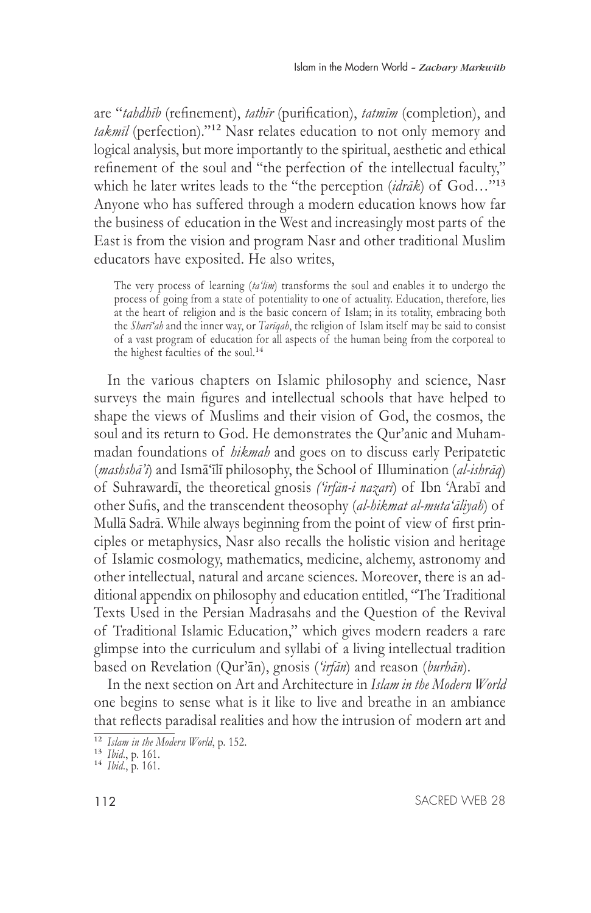are "*tahdhīb* (refinement), *tathīr* (purification), *tatmīm* (completion), and *takmīl* (perfection)."[12] Nasr relates education to not only memory and logical analysis, but more importantly to the spiritual, aesthetic and ethical refinement of the soul and "the perfection of the intellectual faculty," which he later writes leads to the "the perception (*idrāk*) of God…"[13] Anyone who has suffered through a modern education knows how far the business of education in the West and increasingly most parts of the East is from the vision and program Nasr and other traditional Muslim educators have exposited. He also writes,

> The very process of learning (*ta'līm*) transforms the soul and enables it to undergo the process of going from a state of potentiality to one of actuality. Education, therefore, lies at the heart of religion and is the basic concern of Islam; in its totality, embracing both the *Sharī'ah* and the inner way, or *Tarīqah*, the religion of Islam itself may be said to consist of a vast program of education for all aspects of the human being from the corporeal to the highest faculties of the soul.[14]

In the various chapters on Islamic philosophy and science, Nasr surveys the main figures and intellectual schools that have helped to shape the views of Muslims and their vision of God, the cosmos, the soul and its return to God. He demonstrates the Qur'anic and Muhammadan foundations of *hikmah* and goes on to discuss early Peripatetic (*mashshā'ī*) and Ismā'īlī philosophy, the School of Illumination (*al-ishrāq*) of Suhrawardī, the theoretical gnosis *('irfān-i nazarī*) of Ibn 'Arabī and other Sufis, and the transcendent theosophy (*al-hikmat al-muta'āliyah*) of Mullā Sadrā. While always beginning from the point of view of first principles or metaphysics, Nasr also recalls the holistic vision and heritage of Islamic cosmology, mathematics, medicine, alchemy, astronomy and other intellectual, natural and arcane sciences. Moreover, there is an additional appendix on philosophy and education entitled, "The Traditional Texts Used in the Persian Madrasahs and the Question of the Revival of Traditional Islamic Education," which gives modern readers a rare glimpse into the curriculum and syllabi of a living intellectual tradition based on Revelation (Qur'ān), gnosis (*'irfān*) and reason (*burhān*).

In the next section on Art and Architecture in *Islam in the Modern World* one begins to sense what is it like to live and breathe in an ambiance that reflects paradisal realities and how the intrusion of modern art and

---

[12] *Islam in the Modern World*, p. 152.
[13] *Ibid.*, p. 161.
[14] *Ibid.*, p. 161.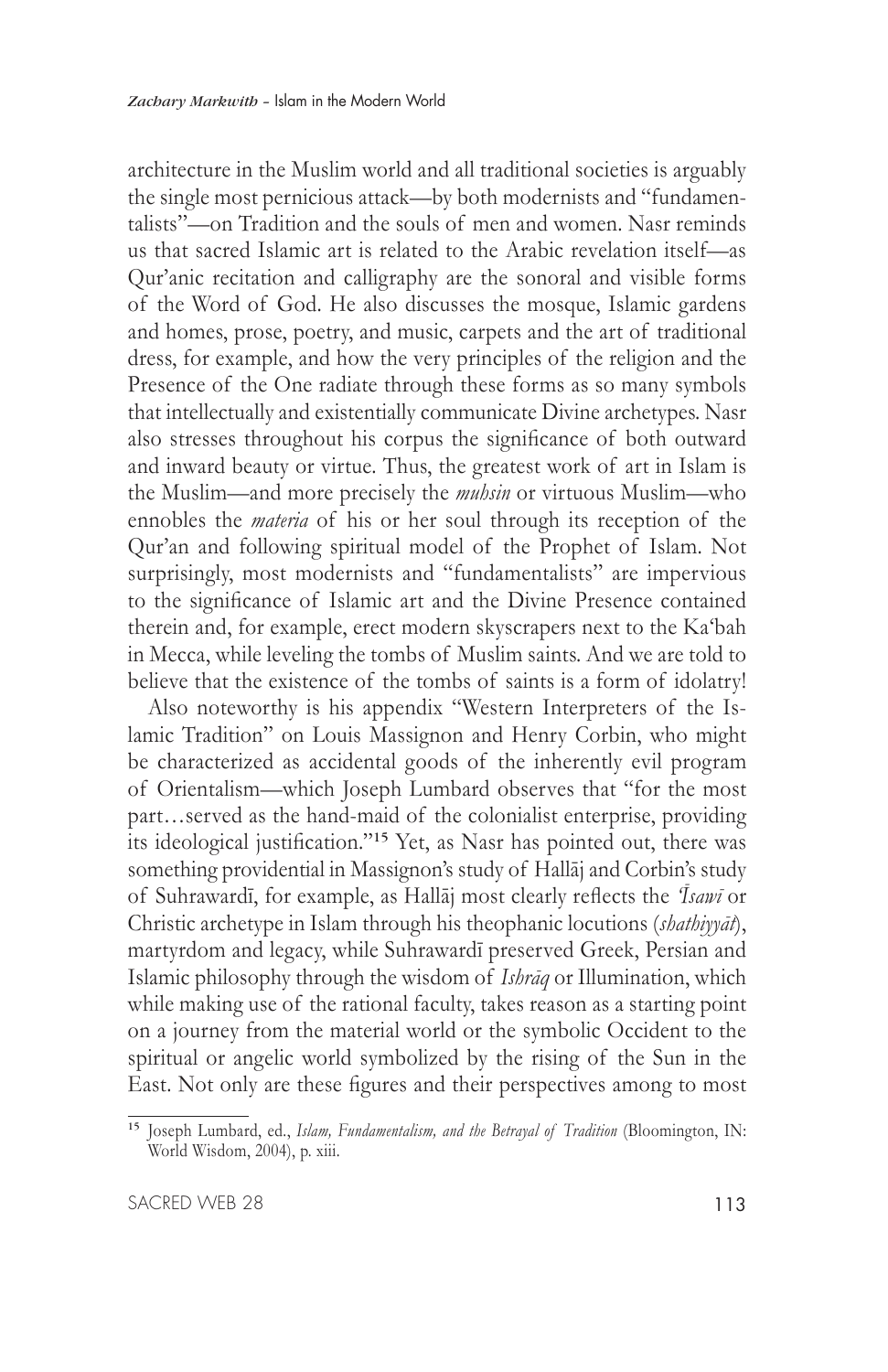architecture in the Muslim world and all traditional societies is arguably the single most pernicious attack—by both modernists and "fundamentalists"—on Tradition and the souls of men and women. Nasr reminds us that sacred Islamic art is related to the Arabic revelation itself—as Qur'anic recitation and calligraphy are the sonoral and visible forms of the Word of God. He also discusses the mosque, Islamic gardens and homes, prose, poetry, and music, carpets and the art of traditional dress, for example, and how the very principles of the religion and the Presence of the One radiate through these forms as so many symbols that intellectually and existentially communicate Divine archetypes. Nasr also stresses throughout his corpus the significance of both outward and inward beauty or virtue. Thus, the greatest work of art in Islam is the Muslim—and more precisely the *muḥsin* or virtuous Muslim—who ennobles the *materia* of his or her soul through its reception of the Qur'an and following spiritual model of the Prophet of Islam. Not surprisingly, most modernists and "fundamentalists" are impervious to the significance of Islamic art and the Divine Presence contained therein and, for example, erect modern skyscrapers next to the Ka'bah in Mecca, while leveling the tombs of Muslim saints. And we are told to believe that the existence of the tombs of saints is a form of idolatry!

Also noteworthy is his appendix "Western Interpreters of the Islamic Tradition" on Louis Massignon and Henry Corbin, who might be characterized as accidental goods of the inherently evil program of Orientalism—which Joseph Lumbard observes that "for the most part…served as the hand-maid of the colonialist enterprise, providing its ideological justification."[15] Yet, as Nasr has pointed out, there was something providential in Massignon's study of Hallāj and Corbin's study of Suhrawardī, for example, as Hallāj most clearly reflects the *'Īsawī* or Christic archetype in Islam through his theophanic locutions (*shaṭḥiyyāt*), martyrdom and legacy, while Suhrawardī preserved Greek, Persian and Islamic philosophy through the wisdom of *Ishrāq* or Illumination, which while making use of the rational faculty, takes reason as a starting point on a journey from the material world or the symbolic Occident to the spiritual or angelic world symbolized by the rising of the Sun in the East. Not only are these figures and their perspectives among to most

---

[15] Joseph Lumbard, ed., *Islam, Fundamentalism, and the Betrayal of Tradition* (Bloomington, IN: World Wisdom, 2004), p. xiii.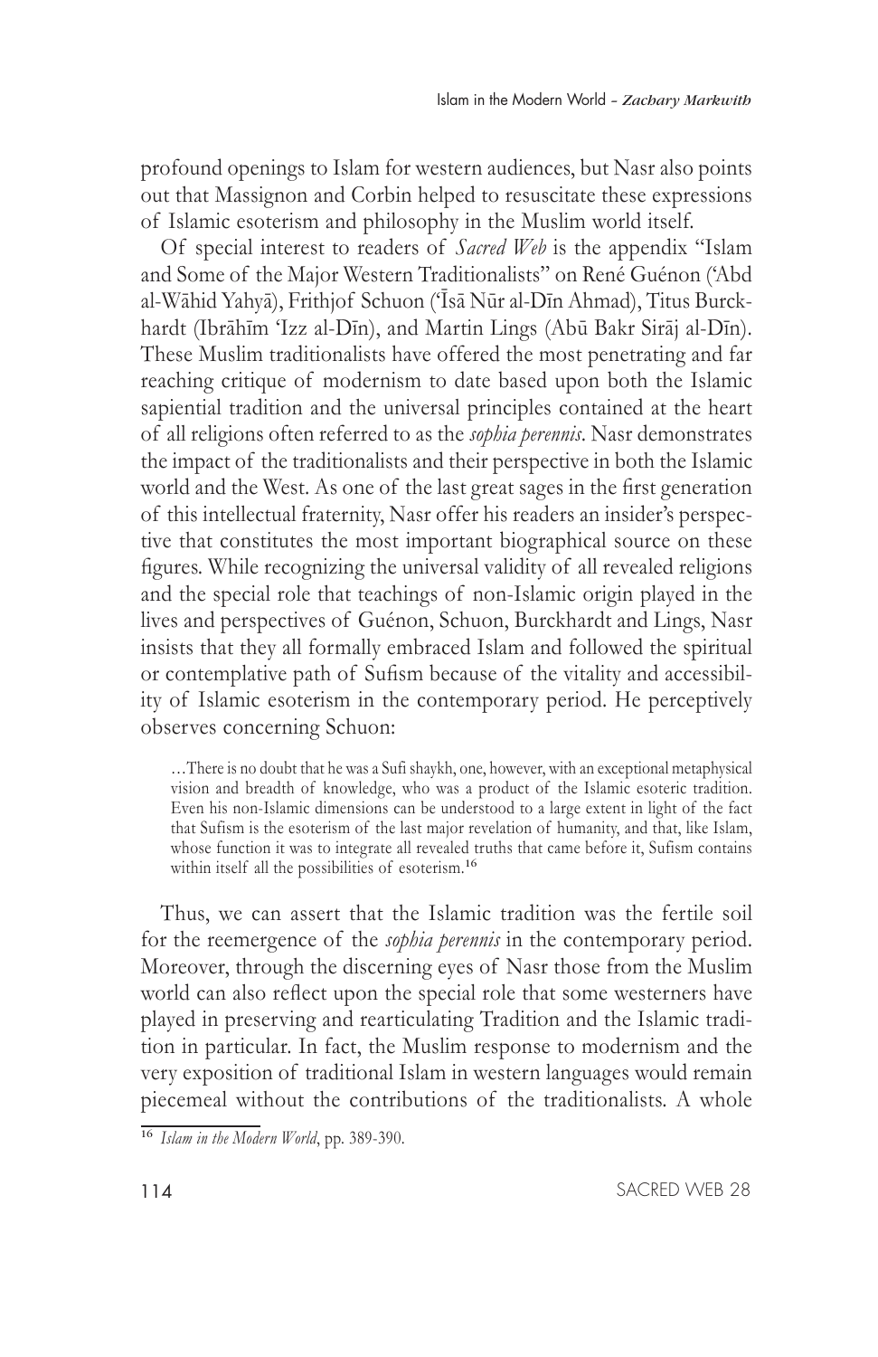profound openings to Islam for western audiences, but Nasr also points out that Massignon and Corbin helped to resuscitate these expressions of Islamic esoterism and philosophy in the Muslim world itself.

Of special interest to readers of *Sacred Web* is the appendix "Islam and Some of the Major Western Traditionalists" on René Guénon ('Abd al-Wāhid Yahyā), Frithjof Schuon ('Īsā Nūr al-Dīn Ahmad), Titus Burckhardt (Ibrāhīm 'Izz al-Dīn), and Martin Lings (Abū Bakr Sirāj al-Dīn). These Muslim traditionalists have offered the most penetrating and far reaching critique of modernism to date based upon both the Islamic sapiential tradition and the universal principles contained at the heart of all religions often referred to as the *sophia perennis*. Nasr demonstrates the impact of the traditionalists and their perspective in both the Islamic world and the West. As one of the last great sages in the first generation of this intellectual fraternity, Nasr offer his readers an insider's perspective that constitutes the most important biographical source on these figures. While recognizing the universal validity of all revealed religions and the special role that teachings of non-Islamic origin played in the lives and perspectives of Guénon, Schuon, Burckhardt and Lings, Nasr insists that they all formally embraced Islam and followed the spiritual or contemplative path of Sufism because of the vitality and accessibility of Islamic esoterism in the contemporary period. He perceptively observes concerning Schuon:

> …There is no doubt that he was a Sufi shaykh, one, however, with an exceptional metaphysical vision and breadth of knowledge, who was a product of the Islamic esoteric tradition. Even his non-Islamic dimensions can be understood to a large extent in light of the fact that Sufism is the esoterism of the last major revelation of humanity, and that, like Islam, whose function it was to integrate all revealed truths that came before it, Sufism contains within itself all the possibilities of esoterism.[16]

Thus, we can assert that the Islamic tradition was the fertile soil for the reemergence of the *sophia perennis* in the contemporary period. Moreover, through the discerning eyes of Nasr those from the Muslim world can also reflect upon the special role that some westerners have played in preserving and rearticulating Tradition and the Islamic tradition in particular. In fact, the Muslim response to modernism and the very exposition of traditional Islam in western languages would remain piecemeal without the contributions of the traditionalists. A whole

[16] *Islam in the Modern World*, pp. 389-390.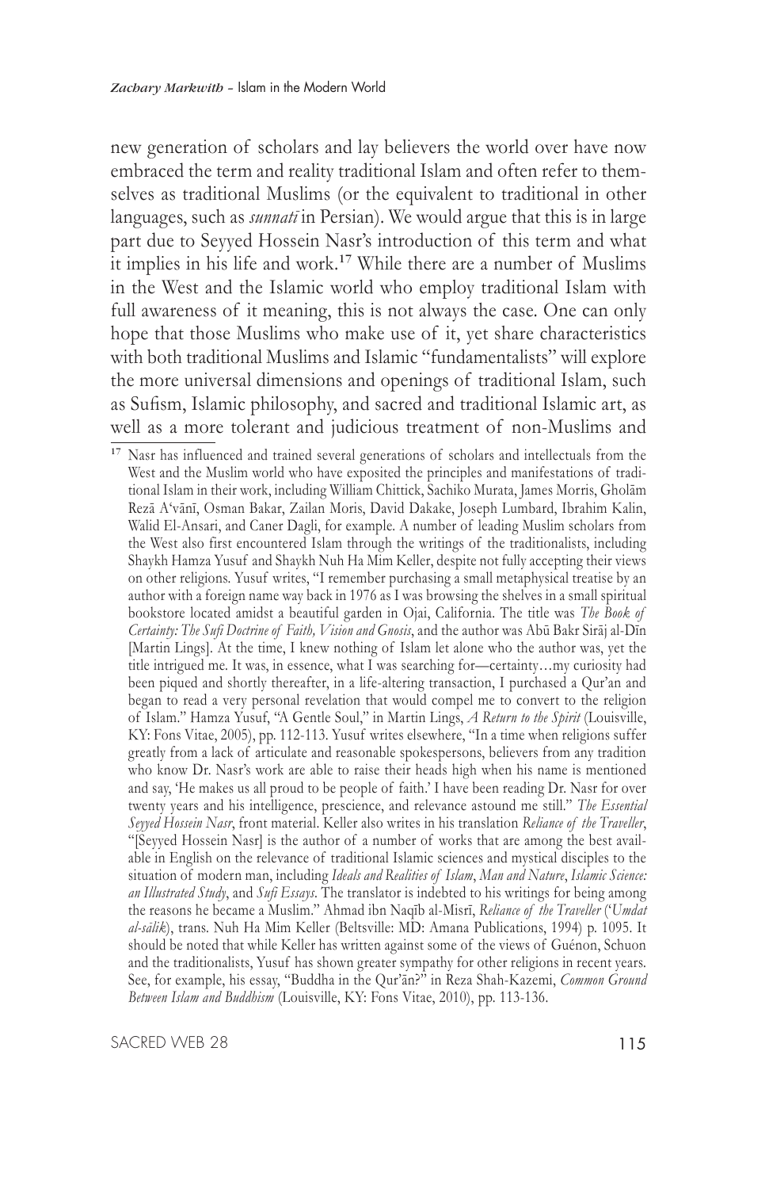new generation of scholars and lay believers the world over have now embraced the term and reality traditional Islam and often refer to themselves as traditional Muslims (or the equivalent to traditional in other languages, such as *sunnatī* in Persian). We would argue that this is in large part due to Seyyed Hossein Nasr's introduction of this term and what it implies in his life and work.[17] While there are a number of Muslims in the West and the Islamic world who employ traditional Islam with full awareness of it meaning, this is not always the case. One can only hope that those Muslims who make use of it, yet share characteristics with both traditional Muslims and Islamic "fundamentalists" will explore the more universal dimensions and openings of traditional Islam, such as Sufism, Islamic philosophy, and sacred and traditional Islamic art, as well as a more tolerant and judicious treatment of non-Muslims and

---

[17] Nasr has influenced and trained several generations of scholars and intellectuals from the West and the Muslim world who have exposited the principles and manifestations of traditional Islam in their work, including William Chittick, Sachiko Murata, James Morris, Gholām Rezā A'vānī, Osman Bakar, Zailan Moris, David Dakake, Joseph Lumbard, Ibrahim Kalin, Walid El-Ansari, and Caner Dagli, for example. A number of leading Muslim scholars from the West also first encountered Islam through the writings of the traditionalists, including Shaykh Hamza Yusuf and Shaykh Nuh Ha Mim Keller, despite not fully accepting their views on other religions. Yusuf writes, "I remember purchasing a small metaphysical treatise by an author with a foreign name way back in 1976 as I was browsing the shelves in a small spiritual bookstore located amidst a beautiful garden in Ojai, California. The title was *The Book of Certainty: The Sufi Doctrine of Faith, Vision and Gnosis*, and the author was Abū Bakr Sirāj al-Dīn [Martin Lings]. At the time, I knew nothing of Islam let alone who the author was, yet the title intrigued me. It was, in essence, what I was searching for—certainty…my curiosity had been piqued and shortly thereafter, in a life-altering transaction, I purchased a Qur'an and began to read a very personal revelation that would compel me to convert to the religion of Islam." Hamza Yusuf, "A Gentle Soul," in Martin Lings, *A Return to the Spirit* (Louisville, KY: Fons Vitae, 2005), pp. 112-113. Yusuf writes elsewhere, "In a time when religions suffer greatly from a lack of articulate and reasonable spokespersons, believers from any tradition who know Dr. Nasr's work are able to raise their heads high when his name is mentioned and say, 'He makes us all proud to be people of faith.' I have been reading Dr. Nasr for over twenty years and his intelligence, prescience, and relevance astound me still." *The Essential Seyyed Hossein Nasr*, front material. Keller also writes in his translation *Reliance of the Traveller*, "[Seyyed Hossein Nasr] is the author of a number of works that are among the best available in English on the relevance of traditional Islamic sciences and mystical disciples to the situation of modern man, including *Ideals and Realities of Islam*, *Man and Nature*, *Islamic Science: an Illustrated Study*, and *Sufi Essays*. The translator is indebted to his writings for being among the reasons he became a Muslim." Ahmad ibn Naqīb al-Misrī, *Reliance of the Traveller* (*'Umdat al-sālik*), trans. Nuh Ha Mim Keller (Beltsville: MD: Amana Publications, 1994) p. 1095. It should be noted that while Keller has written against some of the views of Guénon, Schuon and the traditionalists, Yusuf has shown greater sympathy for other religions in recent years. See, for example, his essay, "Buddha in the Qur'ān?" in Reza Shah-Kazemi, *Common Ground Between Islam and Buddhism* (Louisville, KY: Fons Vitae, 2010), pp. 113-136.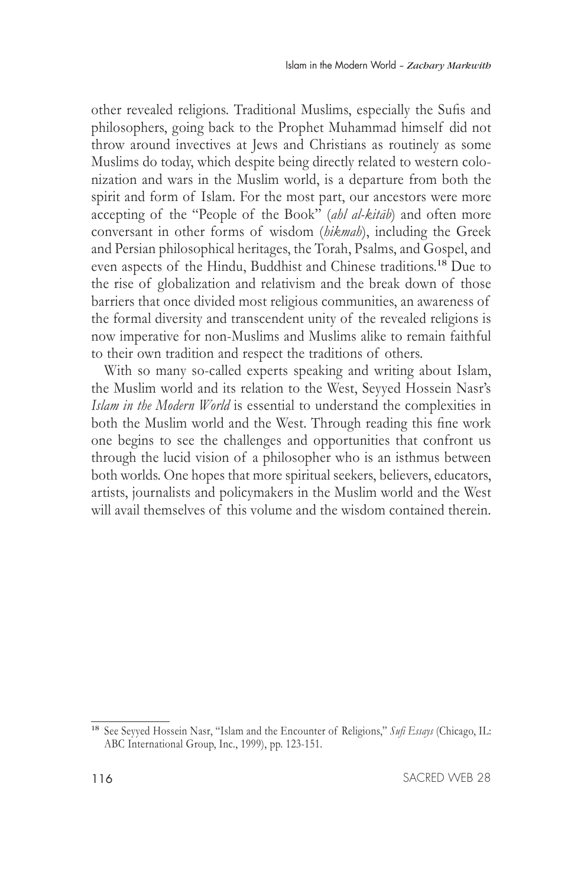other revealed religions. Traditional Muslims, especially the Sufis and philosophers, going back to the Prophet Muhammad himself did not throw around invectives at Jews and Christians as routinely as some Muslims do today, which despite being directly related to western colonization and wars in the Muslim world, is a departure from both the spirit and form of Islam. For the most part, our ancestors were more accepting of the "People of the Book" (*ahl al-kitāb*) and often more conversant in other forms of wisdom (*hikmah*), including the Greek and Persian philosophical heritages, the Torah, Psalms, and Gospel, and even aspects of the Hindu, Buddhist and Chinese traditions.[18] Due to the rise of globalization and relativism and the break down of those barriers that once divided most religious communities, an awareness of the formal diversity and transcendent unity of the revealed religions is now imperative for non-Muslims and Muslims alike to remain faithful to their own tradition and respect the traditions of others.

With so many so-called experts speaking and writing about Islam, the Muslim world and its relation to the West, Seyyed Hossein Nasr's *Islam in the Modern World* is essential to understand the complexities in both the Muslim world and the West. Through reading this fine work one begins to see the challenges and opportunities that confront us through the lucid vision of a philosopher who is an isthmus between both worlds. One hopes that more spiritual seekers, believers, educators, artists, journalists and policymakers in the Muslim world and the West will avail themselves of this volume and the wisdom contained therein.

---

[18] See Seyyed Hossein Nasr, "Islam and the Encounter of Religions," *Sufi Essays* (Chicago, IL: ABC International Group, Inc., 1999), pp. 123-151.